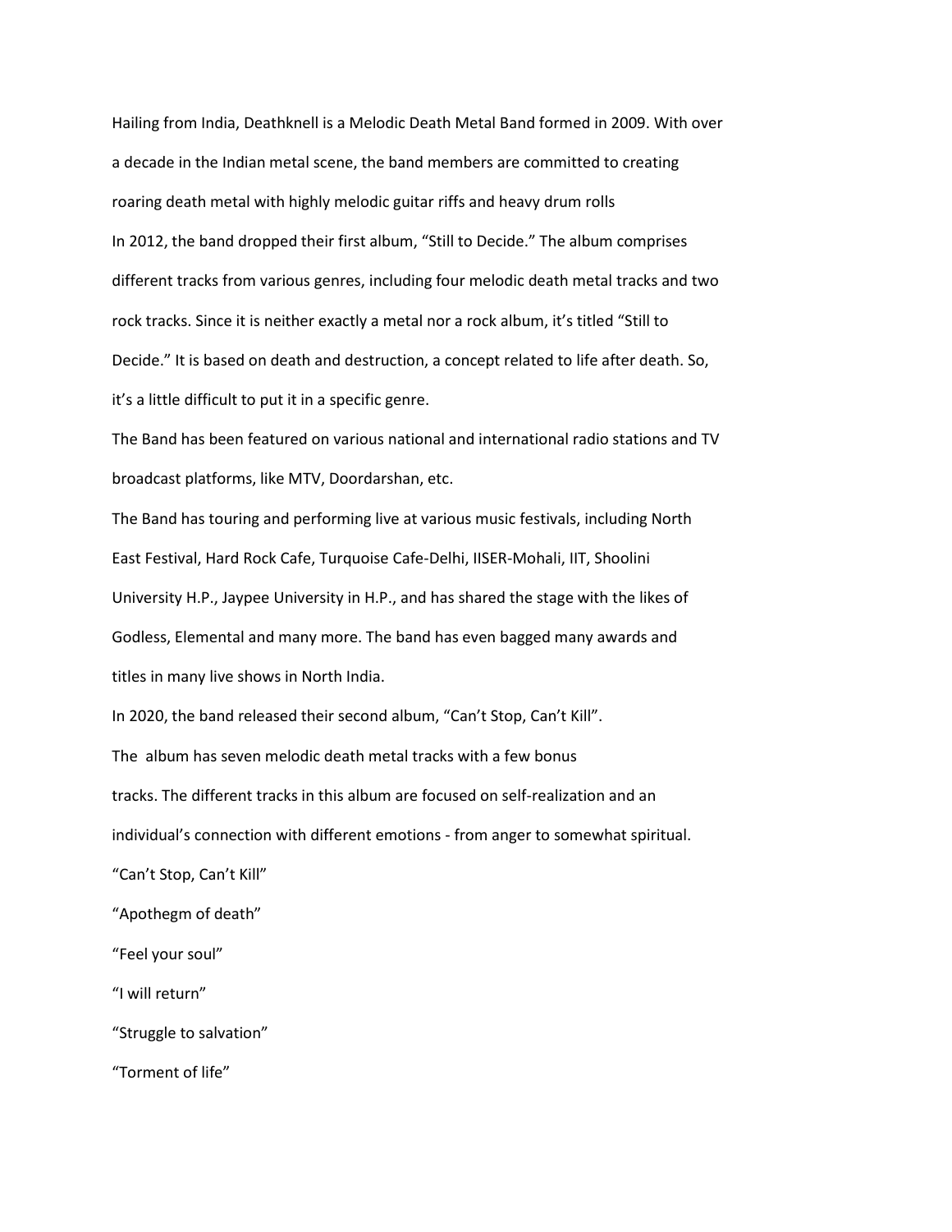Hailing from India, Deathknell is a Melodic Death Metal Band formed in 2009. With over a decade in the Indian metal scene, the band members are committed to creating roaring death metal with highly melodic guitar riffs and heavy drum rolls

In 2012, the band dropped their first album, "Still to Decide." The album comprises different tracks from various genres, including four melodic death metal tracks and two rock tracks. Since it is neither exactly a metal nor a rock album, it's titled "Still to Decide." It is based on death and destruction, a concept related to life after death. So, it's a little difficult to put it in a specific genre.

The Band has been featured on various national and international radio stations and TV broadcast platforms, like MTV, Doordarshan, etc.

The Band has touring and performing live at various music festivals, including North East Festival, Hard Rock Cafe, Turquoise Cafe-Delhi, IISER-Mohali, IIT, Shoolini University H.P., Jaypee University in H.P., and has shared the stage with the likes of Godless, Elemental and many more. The band has even bagged many awards and titles in many live shows in North India.

In 2020, the band released their second album, "Can't Stop, Can't Kill".

The album has seven melodic death metal tracks with a few bonus tracks. The different tracks in this album are focused on self-realization and an individual's connection with different emotions - from anger to somewhat spiritual.

"Can't Stop, Can't Kill"

"Apothegm of death"

"Feel your soul"

"I will return"

"Struggle to salvation"

"Torment of life"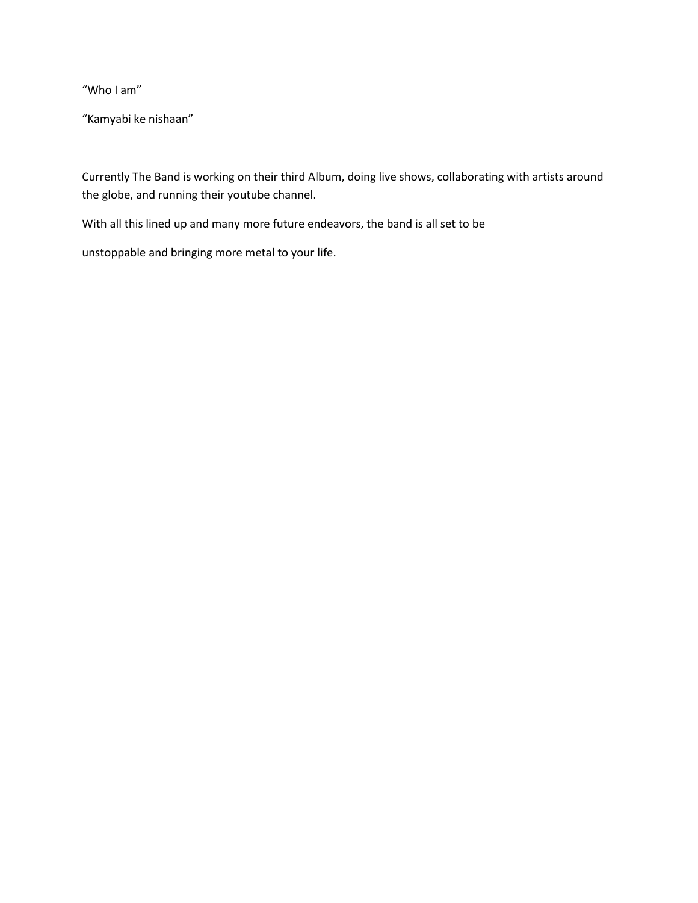“Who I am”

“Kamyabi ke nishaan”

Currently The Band is working on their third Album, doing live shows, collaborating with artists around the globe, and running their youtube channel.

With all this lined up and many more future endeavors, the band is all set to be

unstoppable and bringing more metal to your life.